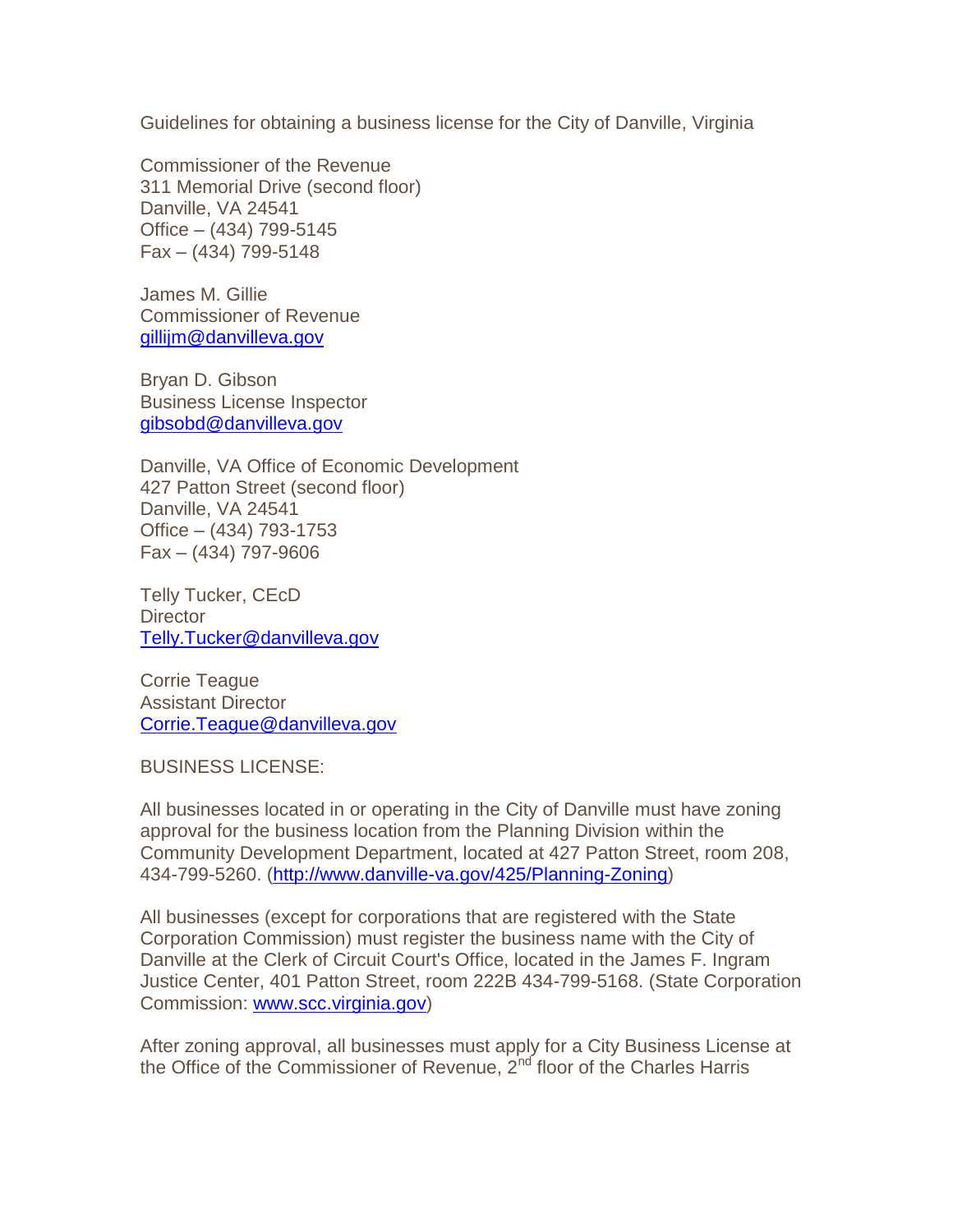Guidelines for obtaining a business license for the City of Danville, Virginia

Commissioner of the Revenue
311 Memorial Drive (second floor)
Danville, VA 24541
Office – (434) 799-5145
Fax – (434) 799-5148

James M. Gillie
Commissioner of Revenue
gillijm@danvilleva.gov

Bryan D. Gibson
Business License Inspector
gibsobd@danvilleva.gov

Danville, VA Office of Economic Development
427 Patton Street (second floor)
Danville, VA 24541
Office – (434) 793-1753
Fax – (434) 797-9606

Telly Tucker, CEcD
Director
Telly.Tucker@danvilleva.gov

Corrie Teague
Assistant Director
Corrie.Teague@danvilleva.gov

BUSINESS LICENSE:

All businesses located in or operating in the City of Danville must have zoning approval for the business location from the Planning Division within the Community Development Department, located at 427 Patton Street, room 208, 434-799-5260. (http://www.danville-va.gov/425/Planning-Zoning)

All businesses (except for corporations that are registered with the State Corporation Commission) must register the business name with the City of Danville at the Clerk of Circuit Court's Office, located in the James F. Ingram Justice Center, 401 Patton Street, room 222B 434-799-5168. (State Corporation Commission: www.scc.virginia.gov)

After zoning approval, all businesses must apply for a City Business License at the Office of the Commissioner of Revenue, 2nd floor of the Charles Harris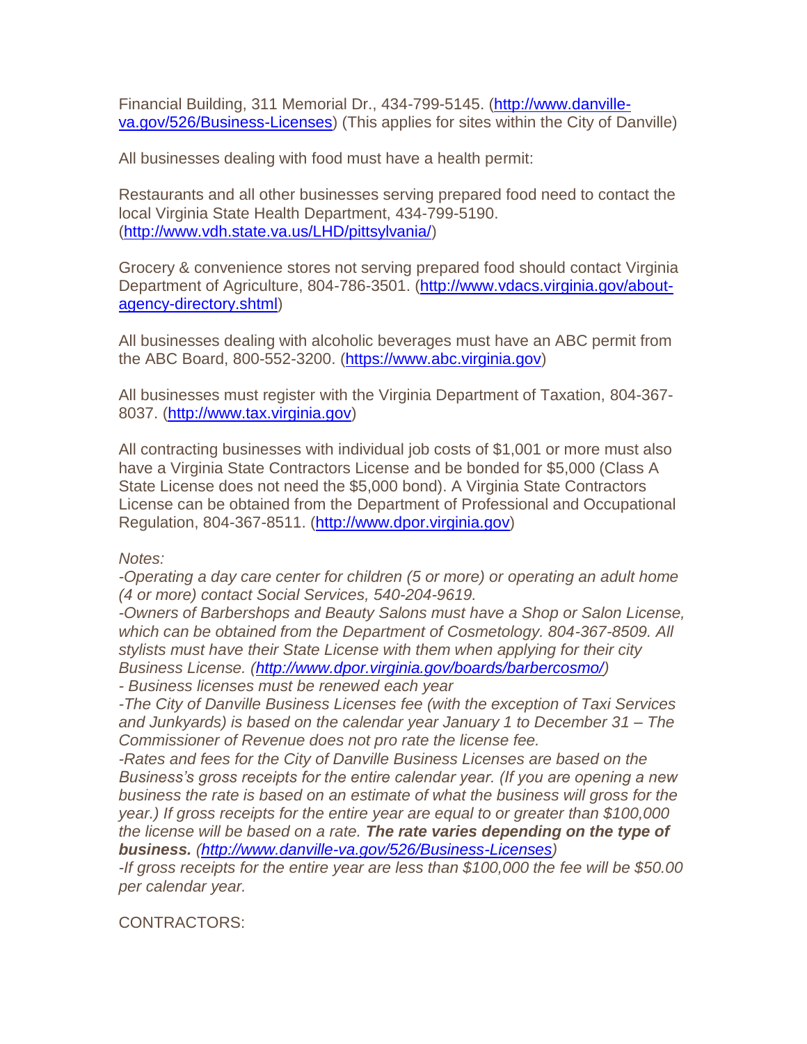Financial Building, 311 Memorial Dr., 434-799-5145. (http://www.danville-va.gov/526/Business-Licenses) (This applies for sites within the City of Danville)

All businesses dealing with food must have a health permit:

Restaurants and all other businesses serving prepared food need to contact the local Virginia State Health Department, 434-799-5190. (http://www.vdh.state.va.us/LHD/pittsylvania/)

Grocery & convenience stores not serving prepared food should contact Virginia Department of Agriculture, 804-786-3501. (http://www.vdacs.virginia.gov/about-agency-directory.shtml)

All businesses dealing with alcoholic beverages must have an ABC permit from the ABC Board, 800-552-3200. (https://www.abc.virginia.gov)

All businesses must register with the Virginia Department of Taxation, 804-367-8037. (http://www.tax.virginia.gov)

All contracting businesses with individual job costs of $1,001 or more must also have a Virginia State Contractors License and be bonded for $5,000 (Class A State License does not need the $5,000 bond). A Virginia State Contractors License can be obtained from the Department of Professional and Occupational Regulation, 804-367-8511. (http://www.dpor.virginia.gov)

*Notes:*
*-Operating a day care center for children (5 or more) or operating an adult home (4 or more) contact Social Services, 540-204-9619.*
*-Owners of Barbershops and Beauty Salons must have a Shop or Salon License, which can be obtained from the Department of Cosmetology. 804-367-8509. All stylists must have their State License with them when applying for their city Business License. (http://www.dpor.virginia.gov/boards/barbercosmo/)*
*- Business licenses must be renewed each year*
*-The City of Danville Business Licenses fee (with the exception of Taxi Services and Junkyards) is based on the calendar year January 1 to December 31 – The Commissioner of Revenue does not pro rate the license fee.*
*-Rates and fees for the City of Danville Business Licenses are based on the Business's gross receipts for the entire calendar year. (If you are opening a new business the rate is based on an estimate of what the business will gross for the year.) If gross receipts for the entire year are equal to or greater than $100,000 the license will be based on a rate.* ***The rate varies depending on the type of business.*** *(http://www.danville-va.gov/526/Business-Licenses)*
*-If gross receipts for the entire year are less than $100,000 the fee will be $50.00 per calendar year.*

CONTRACTORS: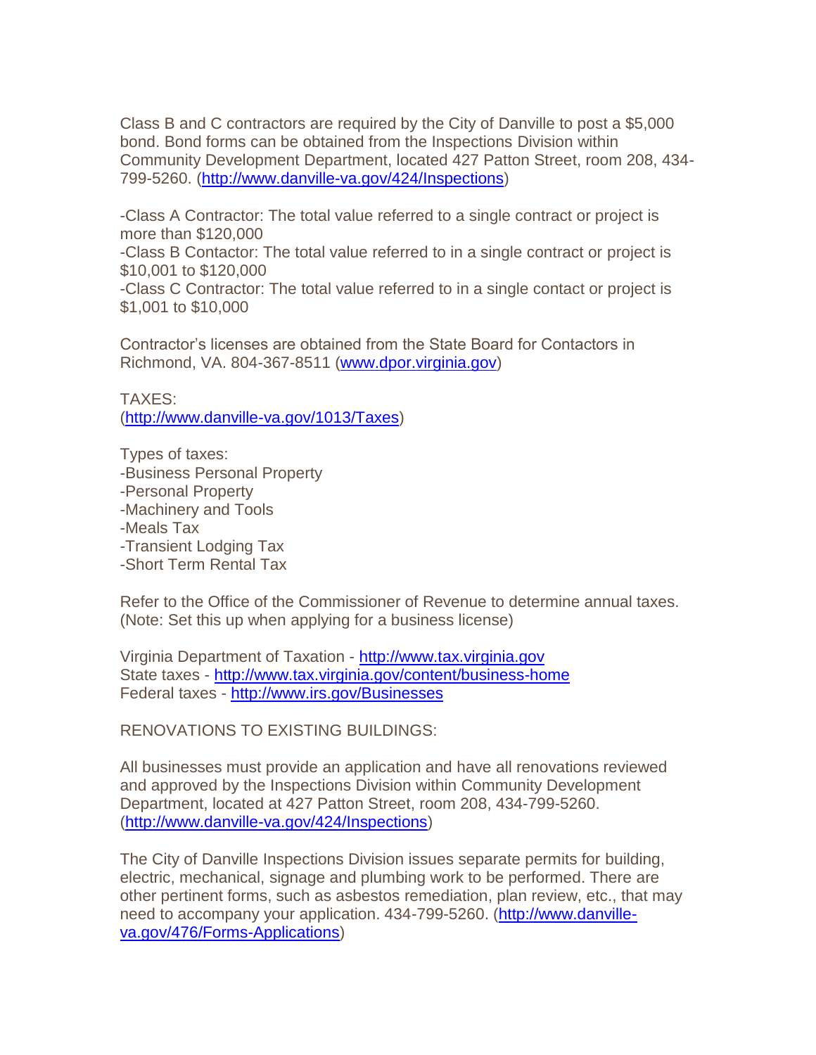Class B and C contractors are required by the City of Danville to post a $5,000 bond. Bond forms can be obtained from the Inspections Division within Community Development Department, located 427 Patton Street, room 208, 434-799-5260. (http://www.danville-va.gov/424/Inspections)

-Class A Contractor: The total value referred to a single contract or project is more than $120,000
-Class B Contactor: The total value referred to in a single contract or project is $10,001 to $120,000
-Class C Contractor: The total value referred to in a single contact or project is $1,001 to $10,000

Contractor's licenses are obtained from the State Board for Contactors in Richmond, VA. 804-367-8511 (www.dpor.virginia.gov)

TAXES:
(http://www.danville-va.gov/1013/Taxes)

Types of taxes:
-Business Personal Property
-Personal Property
-Machinery and Tools
-Meals Tax
-Transient Lodging Tax
-Short Term Rental Tax

Refer to the Office of the Commissioner of Revenue to determine annual taxes. (Note: Set this up when applying for a business license)

Virginia Department of Taxation - http://www.tax.virginia.gov
State taxes - http://www.tax.virginia.gov/content/business-home
Federal taxes - http://www.irs.gov/Businesses

RENOVATIONS TO EXISTING BUILDINGS:

All businesses must provide an application and have all renovations reviewed and approved by the Inspections Division within Community Development Department, located at 427 Patton Street, room 208, 434-799-5260. (http://www.danville-va.gov/424/Inspections)

The City of Danville Inspections Division issues separate permits for building, electric, mechanical, signage and plumbing work to be performed. There are other pertinent forms, such as asbestos remediation, plan review, etc., that may need to accompany your application. 434-799-5260. (http://www.danville-va.gov/476/Forms-Applications)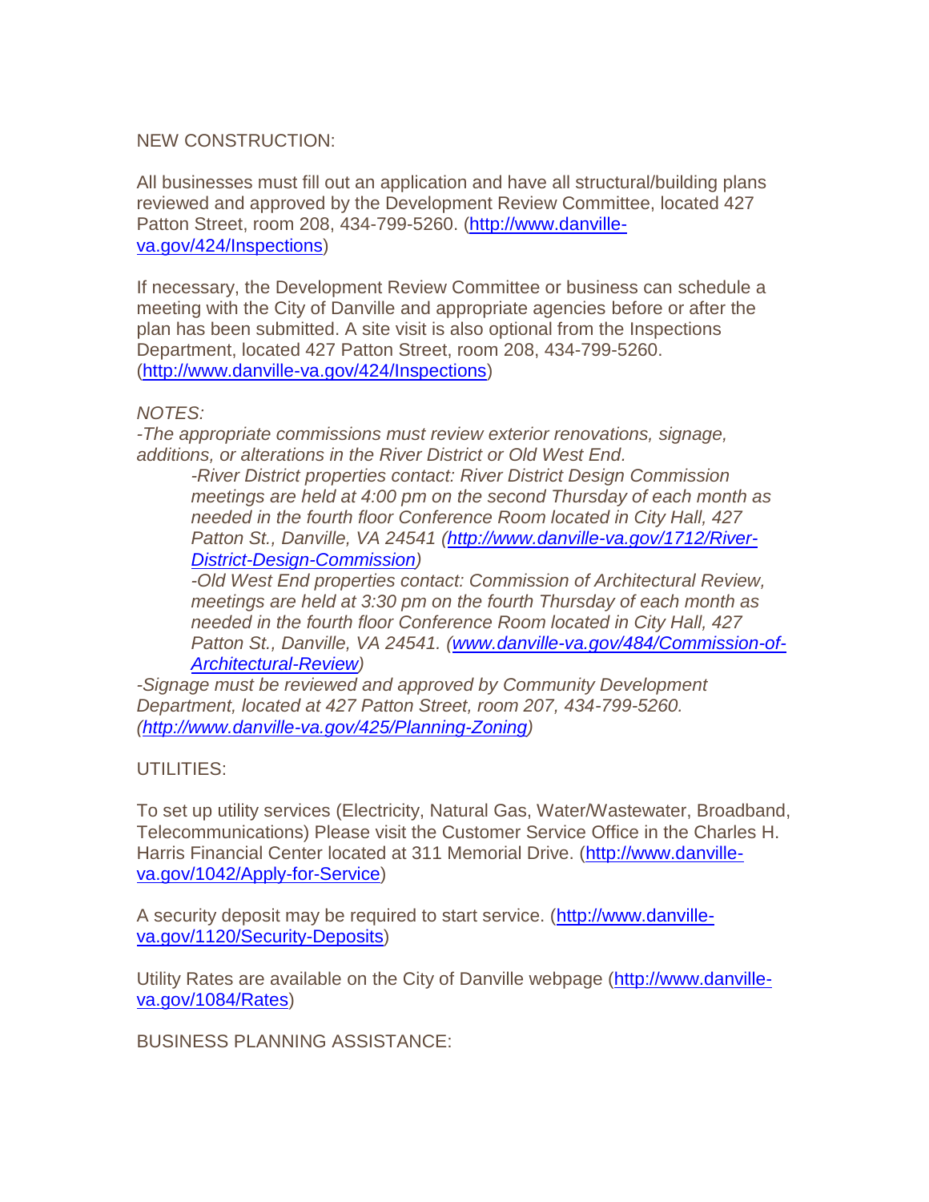NEW CONSTRUCTION:

All businesses must fill out an application and have all structural/building plans reviewed and approved by the Development Review Committee, located 427 Patton Street, room 208, 434-799-5260. (http://www.danville-va.gov/424/Inspections)

If necessary, the Development Review Committee or business can schedule a meeting with the City of Danville and appropriate agencies before or after the plan has been submitted. A site visit is also optional from the Inspections Department, located 427 Patton Street, room 208, 434-799-5260. (http://www.danville-va.gov/424/Inspections)

*NOTES:*
*-The appropriate commissions must review exterior renovations, signage, additions, or alterations in the River District or Old West End.*

> *-River District properties contact: River District Design Commission meetings are held at 4:00 pm on the second Thursday of each month as needed in the fourth floor Conference Room located in City Hall, 427 Patton St., Danville, VA 24541 (http://www.danville-va.gov/1712/River-District-Design-Commission)*
>
> *-Old West End properties contact: Commission of Architectural Review, meetings are held at 3:30 pm on the fourth Thursday of each month as needed in the fourth floor Conference Room located in City Hall, 427 Patton St., Danville, VA 24541. (www.danville-va.gov/484/Commission-of-Architectural-Review)*

*-Signage must be reviewed and approved by Community Development Department, located at 427 Patton Street, room 207, 434-799-5260. (http://www.danville-va.gov/425/Planning-Zoning)*

UTILITIES:

To set up utility services (Electricity, Natural Gas, Water/Wastewater, Broadband, Telecommunications) Please visit the Customer Service Office in the Charles H. Harris Financial Center located at 311 Memorial Drive. (http://www.danville-va.gov/1042/Apply-for-Service)

A security deposit may be required to start service. (http://www.danville-va.gov/1120/Security-Deposits)

Utility Rates are available on the City of Danville webpage (http://www.danville-va.gov/1084/Rates)

BUSINESS PLANNING ASSISTANCE: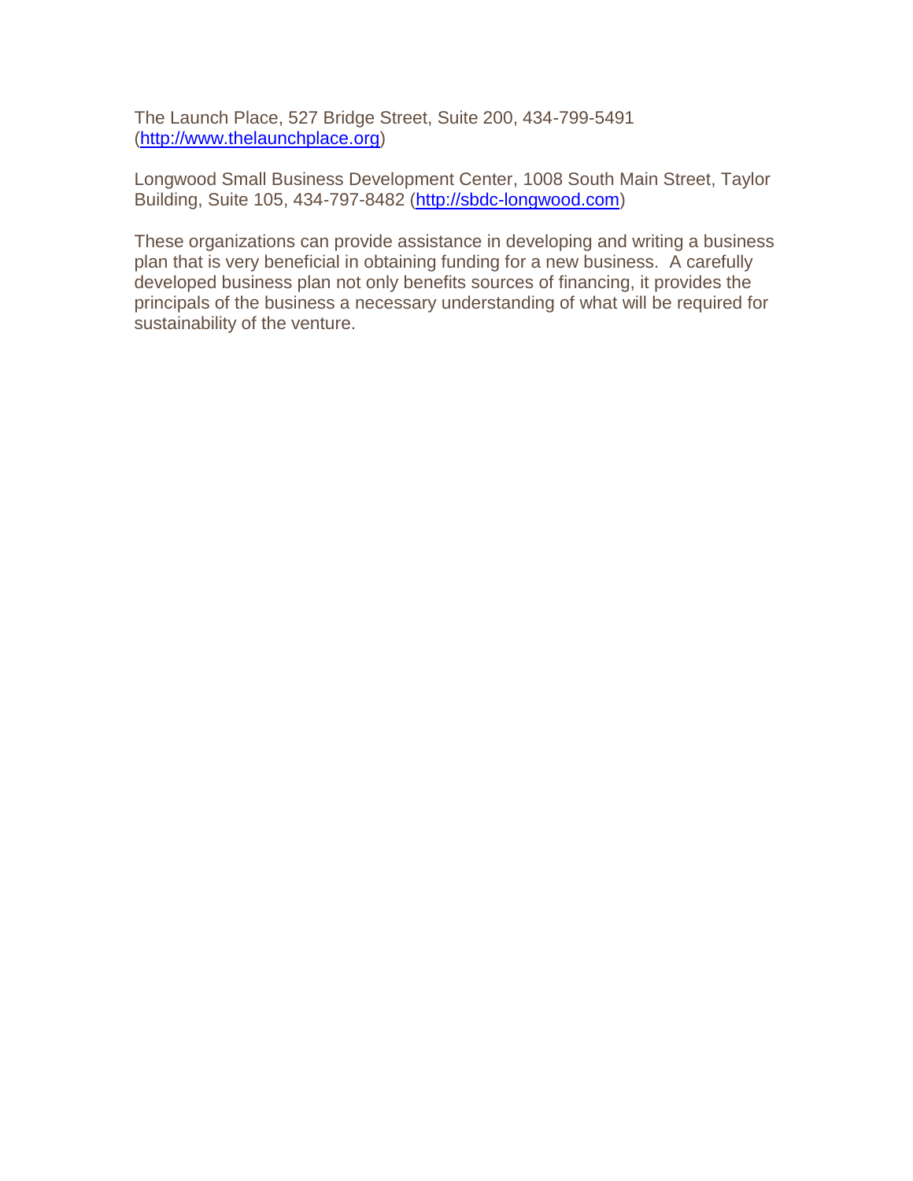The Launch Place, 527 Bridge Street, Suite 200, 434-799-5491 (http://www.thelaunchplace.org)

Longwood Small Business Development Center, 1008 South Main Street, Taylor Building, Suite 105, 434-797-8482 (http://sbdc-longwood.com)

These organizations can provide assistance in developing and writing a business plan that is very beneficial in obtaining funding for a new business. A carefully developed business plan not only benefits sources of financing, it provides the principals of the business a necessary understanding of what will be required for sustainability of the venture.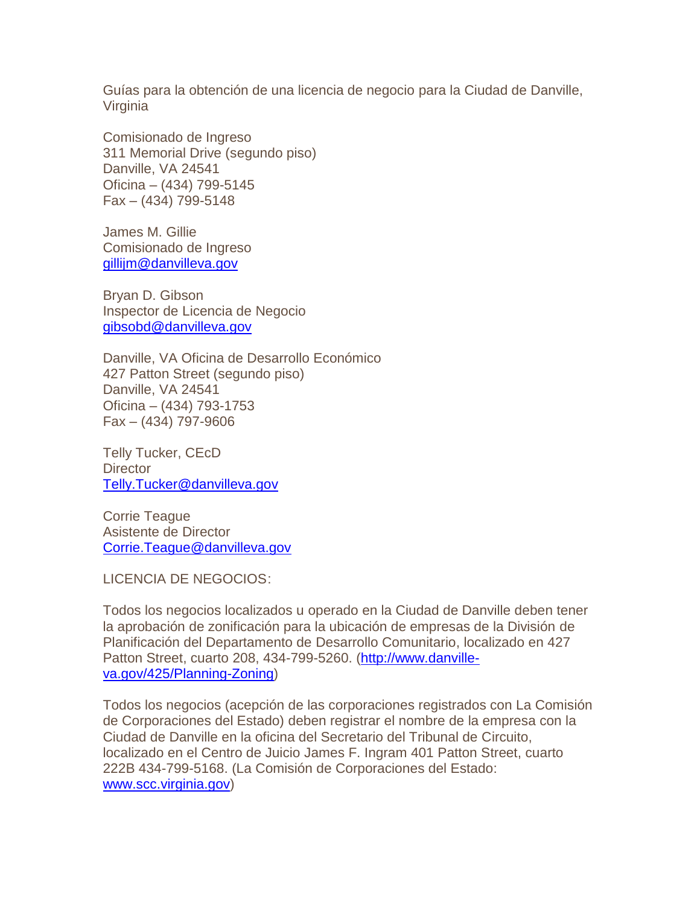Guías para la obtención de una licencia de negocio para la Ciudad de Danville, Virginia

Comisionado de Ingreso
311 Memorial Drive (segundo piso)
Danville, VA 24541
Oficina – (434) 799-5145
Fax – (434) 799-5148

James M. Gillie
Comisionado de Ingreso
gillijm@danvilleva.gov

Bryan D. Gibson
Inspector de Licencia de Negocio
gibsobd@danvilleva.gov

Danville, VA Oficina de Desarrollo Económico
427 Patton Street (segundo piso)
Danville, VA 24541
Oficina – (434) 793-1753
Fax – (434) 797-9606

Telly Tucker, CEcD
Director
Telly.Tucker@danvilleva.gov

Corrie Teague
Asistente de Director
Corrie.Teague@danvilleva.gov

LICENCIA DE NEGOCIOS:

Todos los negocios localizados u operado en la Ciudad de Danville deben tener la aprobación de zonificación para la ubicación de empresas de la División de Planificación del Departamento de Desarrollo Comunitario, localizado en 427 Patton Street, cuarto 208, 434-799-5260. (http://www.danville-va.gov/425/Planning-Zoning)

Todos los negocios (acepción de las corporaciones registrados con La Comisión de Corporaciones del Estado) deben registrar el nombre de la empresa con la Ciudad de Danville en la oficina del Secretario del Tribunal de Circuito, localizado en el Centro de Juicio James F. Ingram 401 Patton Street, cuarto 222B 434-799-5168. (La Comisión de Corporaciones del Estado: www.scc.virginia.gov)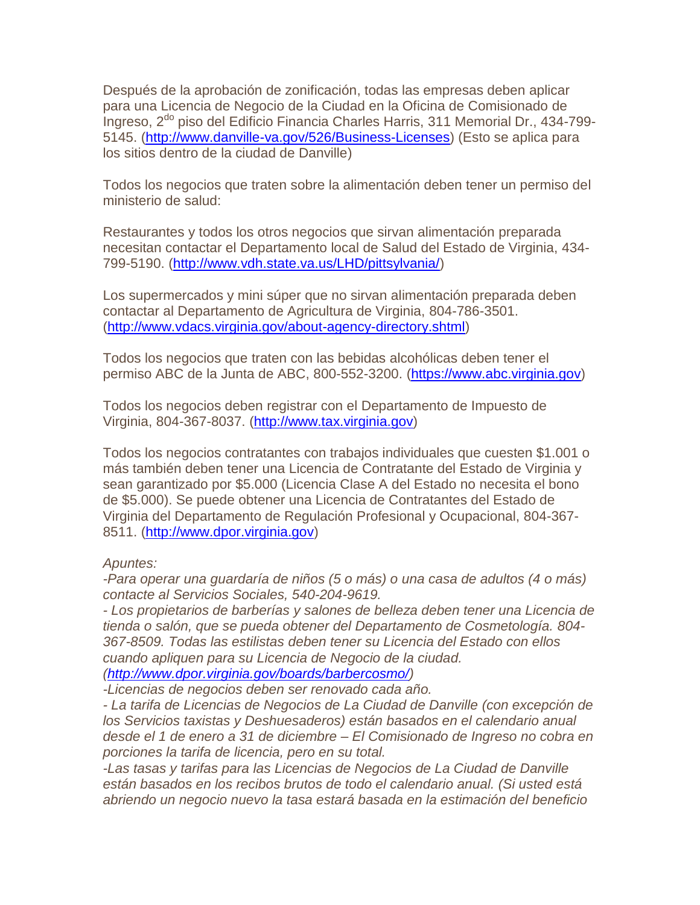Después de la aprobación de zonificación, todas las empresas deben aplicar para una Licencia de Negocio de la Ciudad en la Oficina de Comisionado de Ingreso, 2do piso del Edificio Financia Charles Harris, 311 Memorial Dr., 434-799-5145. (http://www.danville-va.gov/526/Business-Licenses) (Esto se aplica para los sitios dentro de la ciudad de Danville)

Todos los negocios que traten sobre la alimentación deben tener un permiso del ministerio de salud:

Restaurantes y todos los otros negocios que sirvan alimentación preparada necesitan contactar el Departamento local de Salud del Estado de Virginia, 434-799-5190. (http://www.vdh.state.va.us/LHD/pittsylvania/)

Los supermercados y mini súper que no sirvan alimentación preparada deben contactar al Departamento de Agricultura de Virginia, 804-786-3501. (http://www.vdacs.virginia.gov/about-agency-directory.shtml)

Todos los negocios que traten con las bebidas alcohólicas deben tener el permiso ABC de la Junta de ABC, 800-552-3200. (https://www.abc.virginia.gov)

Todos los negocios deben registrar con el Departamento de Impuesto de Virginia, 804-367-8037. (http://www.tax.virginia.gov)

Todos los negocios contratantes con trabajos individuales que cuesten $1.001 o más también deben tener una Licencia de Contratante del Estado de Virginia y sean garantizado por $5.000 (Licencia Clase A del Estado no necesita el bono de $5.000). Se puede obtener una Licencia de Contratantes del Estado de Virginia del Departamento de Regulación Profesional y Ocupacional, 804-367-8511. (http://www.dpor.virginia.gov)

*Apuntes:*

*-Para operar una guardaría de niños (5 o más) o una casa de adultos (4 o más) contacte al Servicios Sociales, 540-204-9619.*

*- Los propietarios de barberías y salones de belleza deben tener una Licencia de tienda o salón, que se pueda obtener del Departamento de Cosmetología. 804-367-8509. Todas las estilistas deben tener su Licencia del Estado con ellos cuando apliquen para su Licencia de Negocio de la ciudad. (http://www.dpor.virginia.gov/boards/barbercosmo/)*

*-Licencias de negocios deben ser renovado cada año.*

*- La tarifa de Licencias de Negocios de La Ciudad de Danville (con excepción de los Servicios taxistas y Deshuesaderos) están basados en el calendario anual desde el 1 de enero a 31 de diciembre – El Comisionado de Ingreso no cobra en porciones la tarifa de licencia, pero en su total.*

*-Las tasas y tarifas para las Licencias de Negocios de La Ciudad de Danville están basados en los recibos brutos de todo el calendario anual. (Si usted está abriendo un negocio nuevo la tasa estará basada en la estimación del beneficio*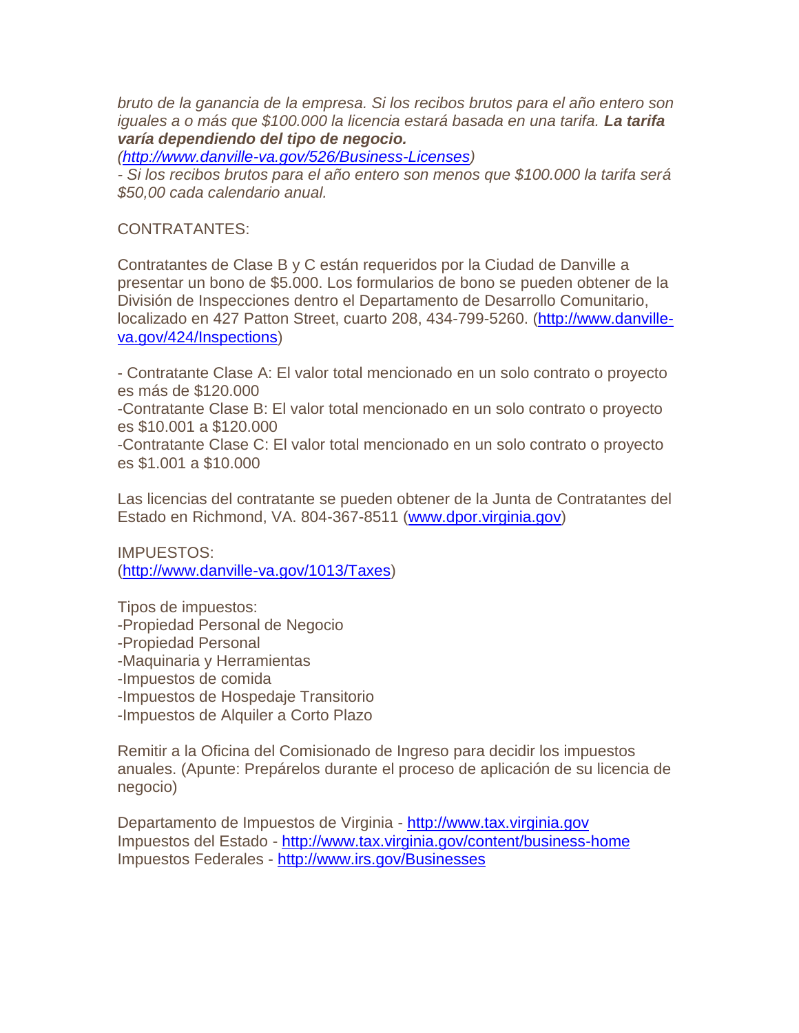*bruto de la ganancia de la empresa. Si los recibos brutos para el año entero son iguales a o más que $100.000 la licencia estará basada en una tarifa.* ***La tarifa varía dependiendo del tipo de negocio.***
*(http://www.danville-va.gov/526/Business-Licenses)*
*- Si los recibos brutos para el año entero son menos que $100.000 la tarifa será $50,00 cada calendario anual.*

CONTRATANTES:

Contratantes de Clase B y C están requeridos por la Ciudad de Danville a presentar un bono de $5.000. Los formularios de bono se pueden obtener de la División de Inspecciones dentro el Departamento de Desarrollo Comunitario, localizado en 427 Patton Street, cuarto 208, 434-799-5260. (http://www.danville-va.gov/424/Inspections)

- Contratante Clase A: El valor total mencionado en un solo contrato o proyecto es más de $120.000
- Contratante Clase B: El valor total mencionado en un solo contrato o proyecto es $10.001 a $120.000
- Contratante Clase C: El valor total mencionado en un solo contrato o proyecto es $1.001 a $10.000

Las licencias del contratante se pueden obtener de la Junta de Contratantes del Estado en Richmond, VA. 804-367-8511 (www.dpor.virginia.gov)

IMPUESTOS:
(http://www.danville-va.gov/1013/Taxes)

Tipos de impuestos:
- Propiedad Personal de Negocio
- Propiedad Personal
- Maquinaria y Herramientas
- Impuestos de comida
- Impuestos de Hospedaje Transitorio
- Impuestos de Alquiler a Corto Plazo

Remitir a la Oficina del Comisionado de Ingreso para decidir los impuestos anuales. (Apunte: Prepárelos durante el proceso de aplicación de su licencia de negocio)

Departamento de Impuestos de Virginia - http://www.tax.virginia.gov
Impuestos del Estado - http://www.tax.virginia.gov/content/business-home
Impuestos Federales - http://www.irs.gov/Businesses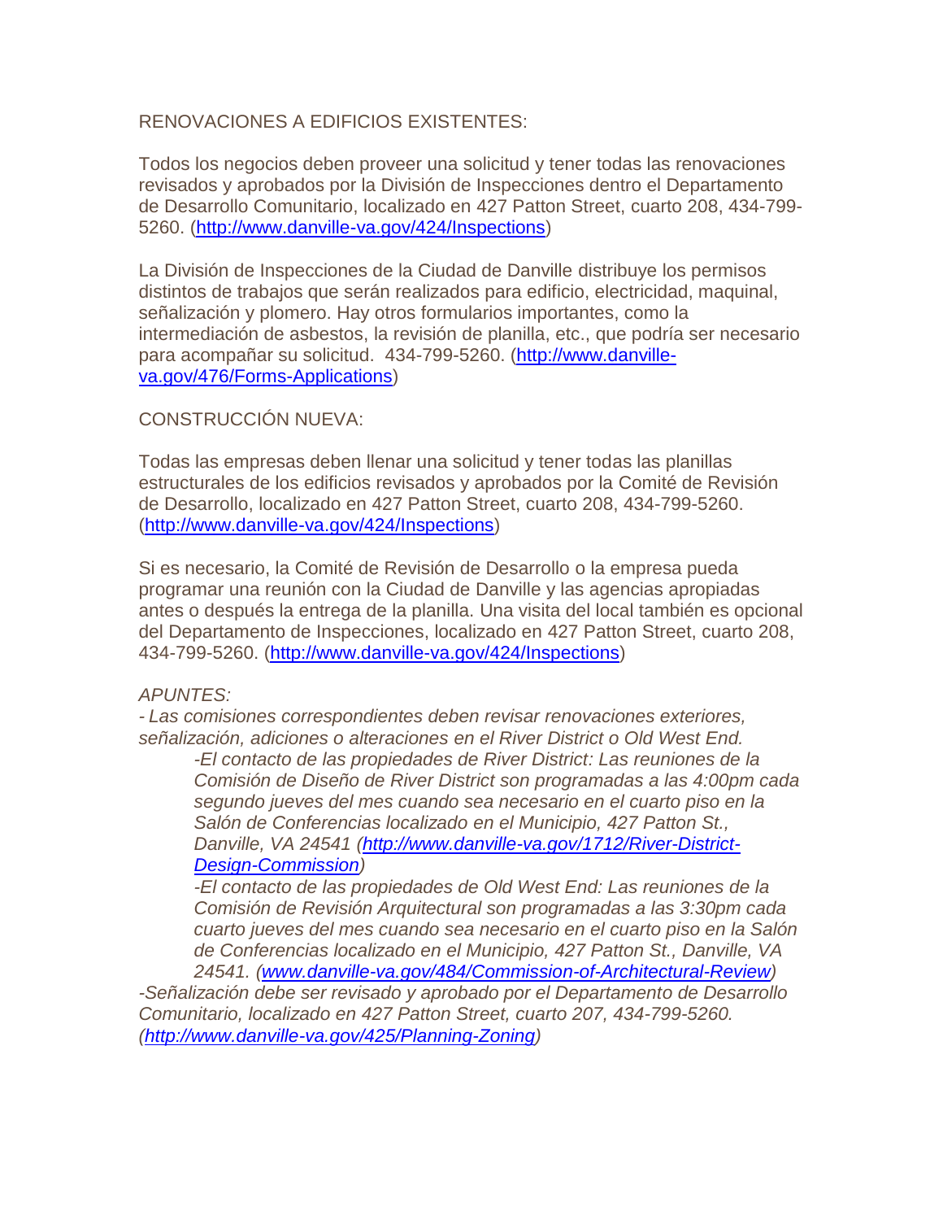RENOVACIONES A EDIFICIOS EXISTENTES:

Todos los negocios deben proveer una solicitud y tener todas las renovaciones revisados y aprobados por la División de Inspecciones dentro el Departamento de Desarrollo Comunitario, localizado en 427 Patton Street, cuarto 208, 434-799-5260. (http://www.danville-va.gov/424/Inspections)

La División de Inspecciones de la Ciudad de Danville distribuye los permisos distintos de trabajos que serán realizados para edificio, electricidad, maquinal, señalización y plomero. Hay otros formularios importantes, como la intermediación de asbestos, la revisión de planilla, etc., que podría ser necesario para acompañar su solicitud. 434-799-5260. (http://www.danville-va.gov/476/Forms-Applications)

CONSTRUCCIÓN NUEVA:

Todas las empresas deben llenar una solicitud y tener todas las planillas estructurales de los edificios revisados y aprobados por la Comité de Revisión de Desarrollo, localizado en 427 Patton Street, cuarto 208, 434-799-5260. (http://www.danville-va.gov/424/Inspections)

Si es necesario, la Comité de Revisión de Desarrollo o la empresa pueda programar una reunión con la Ciudad de Danville y las agencias apropiadas antes o después la entrega de la planilla. Una visita del local también es opcional del Departamento de Inspecciones, localizado en 427 Patton Street, cuarto 208, 434-799-5260. (http://www.danville-va.gov/424/Inspections)

*APUNTES:*

*- Las comisiones correspondientes deben revisar renovaciones exteriores, señalización, adiciones o alteraciones en el River District o Old West End.*

> *-El contacto de las propiedades de River District: Las reuniones de la Comisión de Diseño de River District son programadas a las 4:00pm cada segundo jueves del mes cuando sea necesario en el cuarto piso en la Salón de Conferencias localizado en el Municipio, 427 Patton St., Danville, VA 24541 (http://www.danville-va.gov/1712/River-District-Design-Commission)*
>
> *-El contacto de las propiedades de Old West End: Las reuniones de la Comisión de Revisión Arquitectural son programadas a las 3:30pm cada cuarto jueves del mes cuando sea necesario en el cuarto piso en la Salón de Conferencias localizado en el Municipio, 427 Patton St., Danville, VA 24541. (www.danville-va.gov/484/Commission-of-Architectural-Review)*

*-Señalización debe ser revisado y aprobado por el Departamento de Desarrollo Comunitario, localizado en 427 Patton Street, cuarto 207, 434-799-5260. (http://www.danville-va.gov/425/Planning-Zoning)*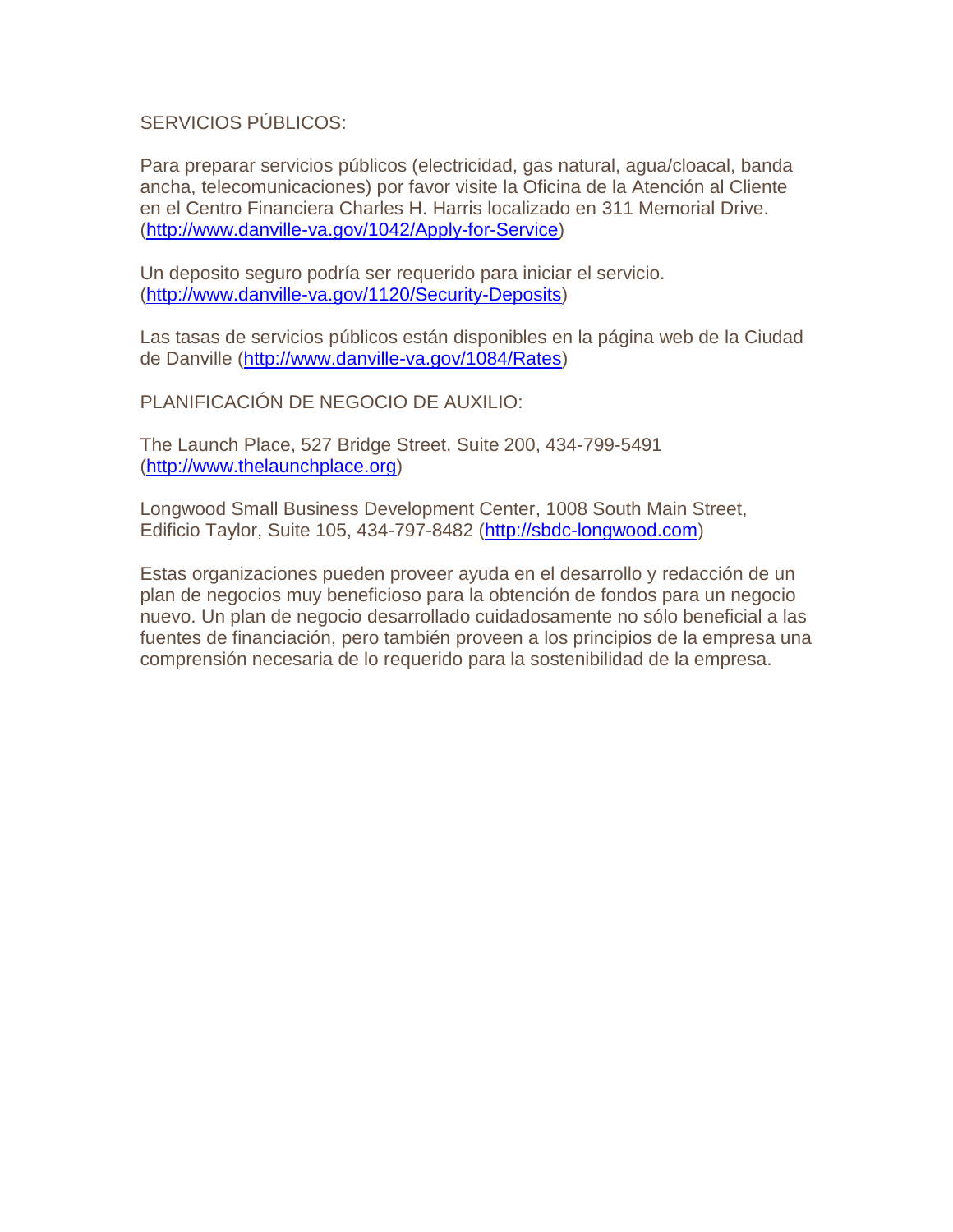SERVICIOS PÚBLICOS:

Para preparar servicios públicos (electricidad, gas natural, agua/cloacal, banda ancha, telecomunicaciones) por favor visite la Oficina de la Atención al Cliente en el Centro Financiera Charles H. Harris localizado en 311 Memorial Drive. (http://www.danville-va.gov/1042/Apply-for-Service)

Un deposito seguro podría ser requerido para iniciar el servicio. (http://www.danville-va.gov/1120/Security-Deposits)

Las tasas de servicios públicos están disponibles en la página web de la Ciudad de Danville (http://www.danville-va.gov/1084/Rates)

PLANIFICACIÓN DE NEGOCIO DE AUXILIO:

The Launch Place, 527 Bridge Street, Suite 200, 434-799-5491 (http://www.thelaunchplace.org)

Longwood Small Business Development Center, 1008 South Main Street, Edificio Taylor, Suite 105, 434-797-8482 (http://sbdc-longwood.com)

Estas organizaciones pueden proveer ayuda en el desarrollo y redacción de un plan de negocios muy beneficioso para la obtención de fondos para un negocio nuevo. Un plan de negocio desarrollado cuidadosamente no sólo beneficial a las fuentes de financiación, pero también proveen a los principios de la empresa una comprensión necesaria de lo requerido para la sostenibilidad de la empresa.